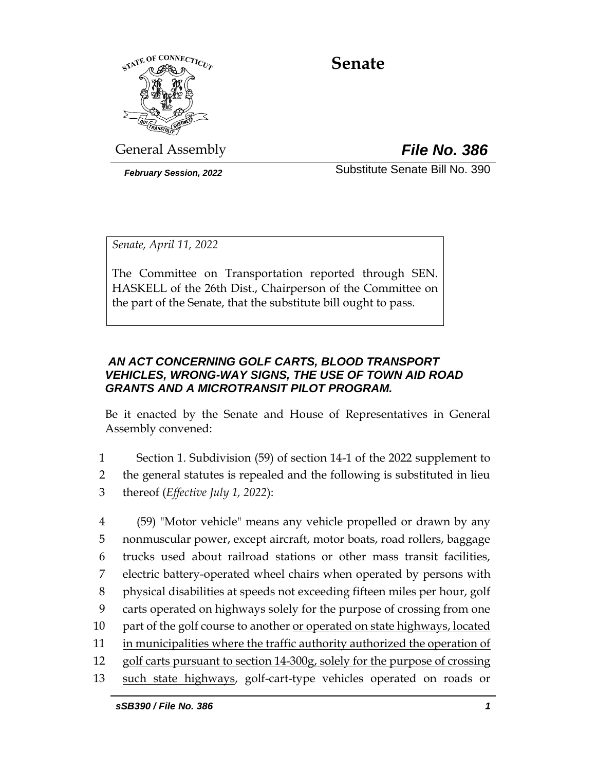# Senate

General Assembly

***File No. 386***

***February Session, 2022***

Substitute Senate Bill No. 390

*Senate, April 11, 2022*

The Committee on Transportation reported through SEN. HASKELL of the 26th Dist., Chairperson of the Committee on the part of the Senate, that the substitute bill ought to pass.

***AN ACT CONCERNING GOLF CARTS, BLOOD TRANSPORT VEHICLES, WRONG-WAY SIGNS, THE USE OF TOWN AID ROAD GRANTS AND A MICROTRANSIT PILOT PROGRAM.***

Be it enacted by the Senate and House of Representatives in General Assembly convened:

1 Section 1. Subdivision (59) of section 14-1 of the 2022 supplement to
2 the general statutes is repealed and the following is substituted in lieu
3 thereof (*Effective July 1, 2022*):

4 (59) "Motor vehicle" means any vehicle propelled or drawn by any
5 nonmuscular power, except aircraft, motor boats, road rollers, baggage
6 trucks used about railroad stations or other mass transit facilities,
7 electric battery-operated wheel chairs when operated by persons with
8 physical disabilities at speeds not exceeding fifteen miles per hour, golf
9 carts operated on highways solely for the purpose of crossing from one
10 part of the golf course to another <u>or operated on state highways, located</u>
11 <u>in municipalities where the traffic authority authorized the operation of</u>
12 <u>golf carts pursuant to section 14-300g, solely for the purpose of crossing</u>
13 <u>such state highways</u>, golf-cart-type vehicles operated on roads or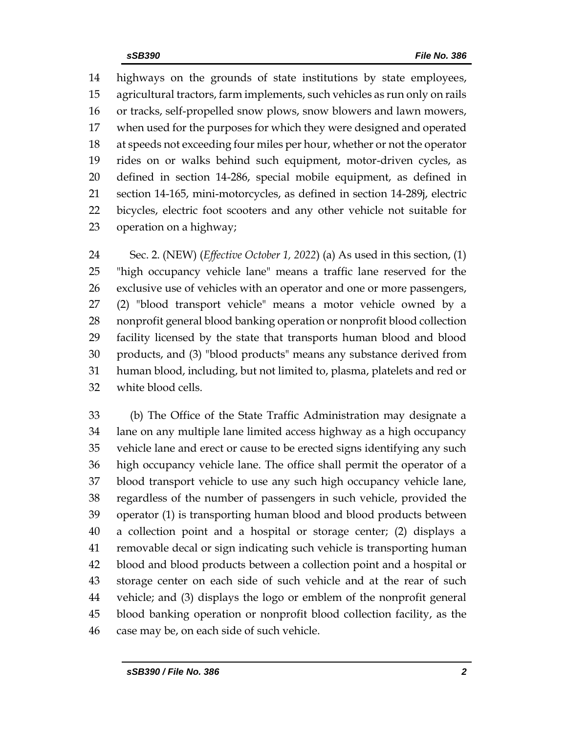highways on the grounds of state institutions by state employees, agricultural tractors, farm implements, such vehicles as run only on rails or tracks, self-propelled snow plows, snow blowers and lawn mowers, when used for the purposes for which they were designed and operated at speeds not exceeding four miles per hour, whether or not the operator rides on or walks behind such equipment, motor-driven cycles, as defined in section 14-286, special mobile equipment, as defined in section 14-165, mini-motorcycles, as defined in section 14-289j, electric bicycles, electric foot scooters and any other vehicle not suitable for operation on a highway;

Sec. 2. (NEW) (*Effective October 1, 2022*) (a) As used in this section, (1) "high occupancy vehicle lane" means a traffic lane reserved for the exclusive use of vehicles with an operator and one or more passengers, (2) "blood transport vehicle" means a motor vehicle owned by a nonprofit general blood banking operation or nonprofit blood collection facility licensed by the state that transports human blood and blood products, and (3) "blood products" means any substance derived from human blood, including, but not limited to, plasma, platelets and red or white blood cells.

(b) The Office of the State Traffic Administration may designate a lane on any multiple lane limited access highway as a high occupancy vehicle lane and erect or cause to be erected signs identifying any such high occupancy vehicle lane. The office shall permit the operator of a blood transport vehicle to use any such high occupancy vehicle lane, regardless of the number of passengers in such vehicle, provided the operator (1) is transporting human blood and blood products between a collection point and a hospital or storage center; (2) displays a removable decal or sign indicating such vehicle is transporting human blood and blood products between a collection point and a hospital or storage center on each side of such vehicle and at the rear of such vehicle; and (3) displays the logo or emblem of the nonprofit general blood banking operation or nonprofit blood collection facility, as the case may be, on each side of such vehicle.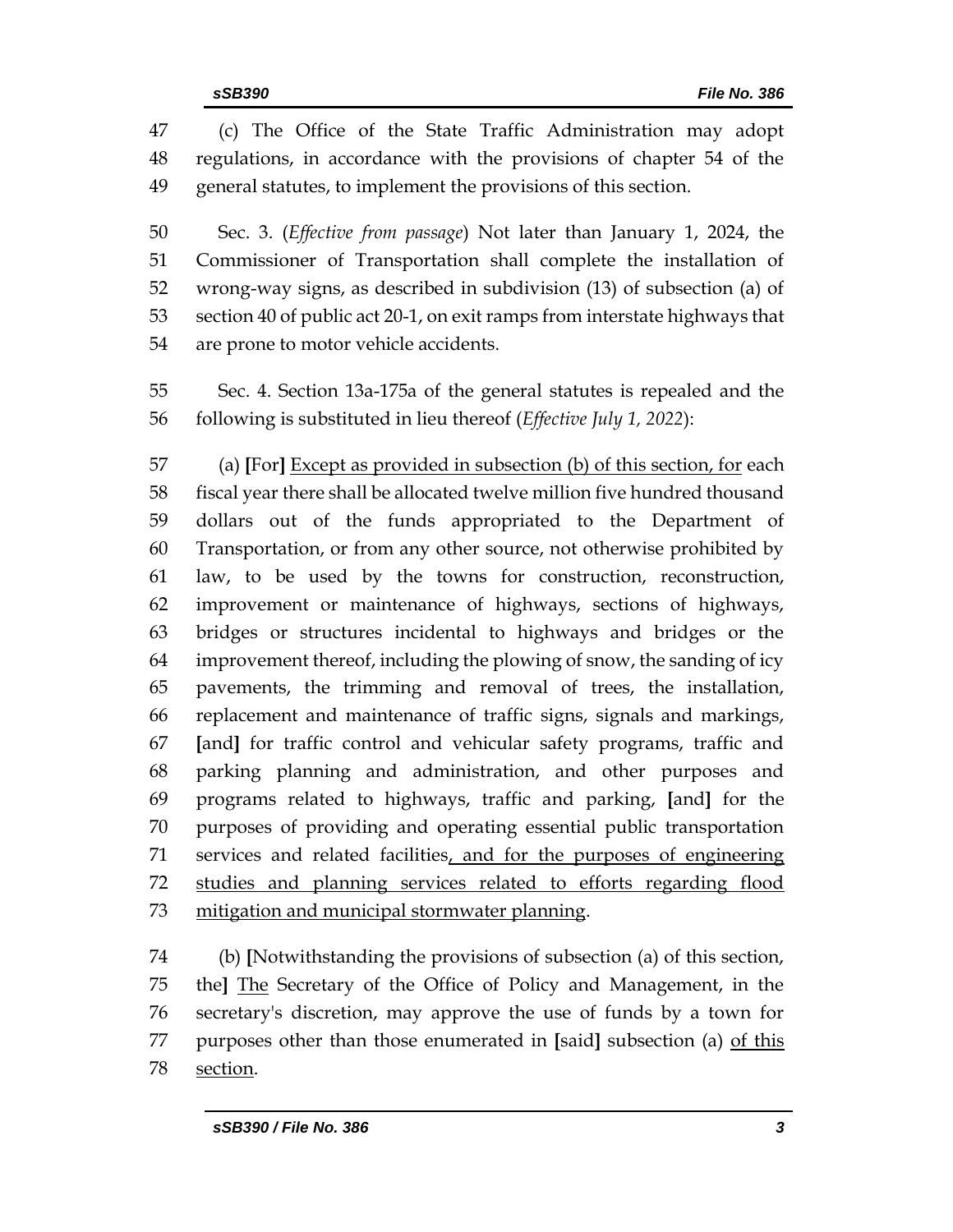(c) The Office of the State Traffic Administration may adopt regulations, in accordance with the provisions of chapter 54 of the general statutes, to implement the provisions of this section.

Sec. 3. (*Effective from passage*) Not later than January 1, 2024, the Commissioner of Transportation shall complete the installation of wrong-way signs, as described in subdivision (13) of subsection (a) of section 40 of public act 20-1, on exit ramps from interstate highways that are prone to motor vehicle accidents.

Sec. 4. Section 13a-175a of the general statutes is repealed and the following is substituted in lieu thereof (*Effective July 1, 2022*):

(a) **[**For**]** <u>Except as provided in subsection (b) of this section, for</u> each fiscal year there shall be allocated twelve million five hundred thousand dollars out of the funds appropriated to the Department of Transportation, or from any other source, not otherwise prohibited by law, to be used by the towns for construction, reconstruction, improvement or maintenance of highways, sections of highways, bridges or structures incidental to highways and bridges or the improvement thereof, including the plowing of snow, the sanding of icy pavements, the trimming and removal of trees, the installation, replacement and maintenance of traffic signs, signals and markings, **[**and**]** for traffic control and vehicular safety programs, traffic and parking planning and administration, and other purposes and programs related to highways, traffic and parking, **[**and**]** for the purposes of providing and operating essential public transportation services and related facilities<u>, and for the purposes of engineering studies and planning services related to efforts regarding flood mitigation and municipal stormwater planning</u>.

(b) **[**Notwithstanding the provisions of subsection (a) of this section, the**]** <u>The</u> Secretary of the Office of Policy and Management, in the secretary's discretion, may approve the use of funds by a town for purposes other than those enumerated in **[**said**]** subsection (a) <u>of this section</u>.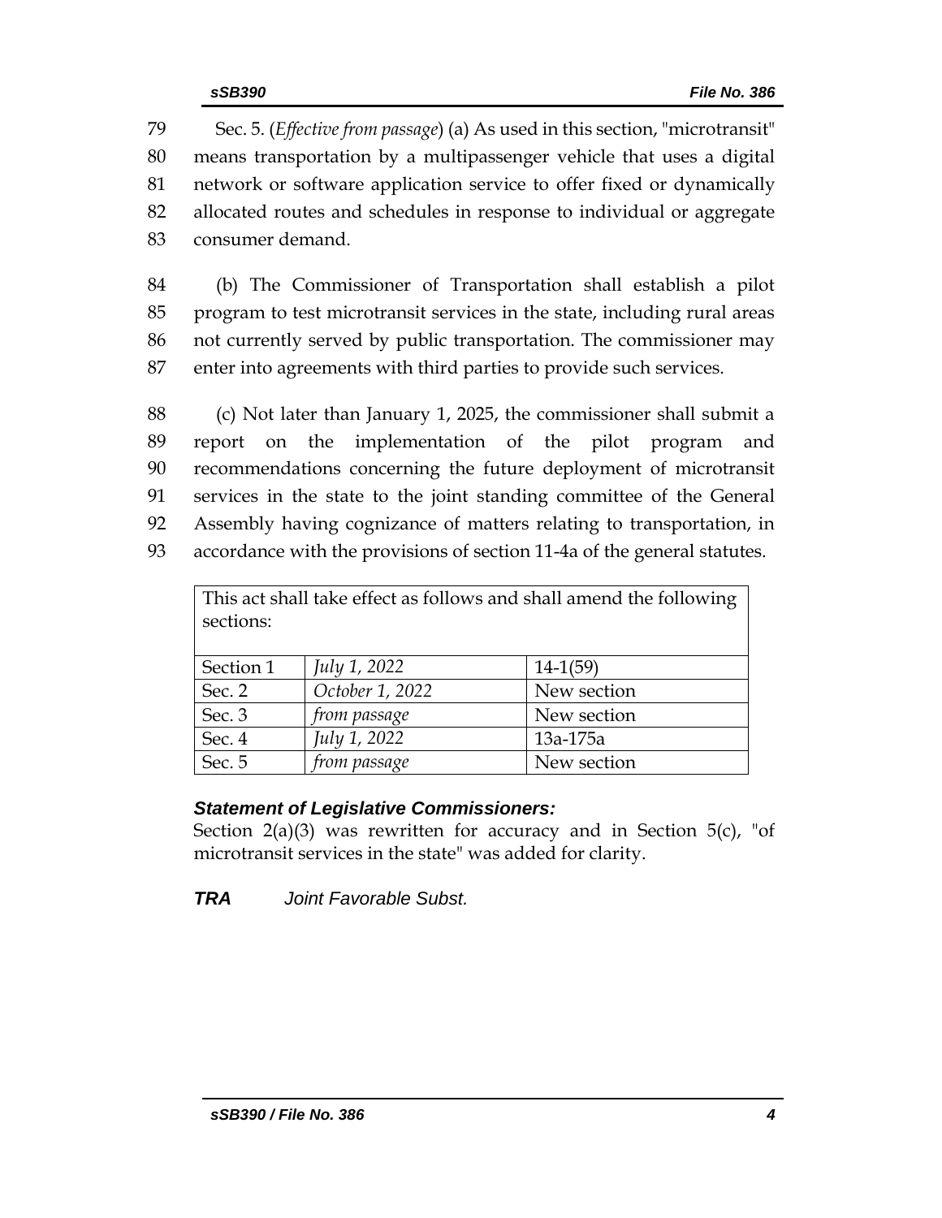Sec. 5. (*Effective from passage*) (a) As used in this section, "microtransit" means transportation by a multipassenger vehicle that uses a digital network or software application service to offer fixed or dynamically allocated routes and schedules in response to individual or aggregate consumer demand.

(b) The Commissioner of Transportation shall establish a pilot program to test microtransit services in the state, including rural areas not currently served by public transportation. The commissioner may enter into agreements with third parties to provide such services.

(c) Not later than January 1, 2025, the commissioner shall submit a report on the implementation of the pilot program and recommendations concerning the future deployment of microtransit services in the state to the joint standing committee of the General Assembly having cognizance of matters relating to transportation, in accordance with the provisions of section 11-4a of the general statutes.

| This act shall take effect as follows and shall amend the following sections: | | |
|---|---|---|
| Section 1 | *July 1, 2022* | 14-1(59) |
| Sec. 2 | *October 1, 2022* | New section |
| Sec. 3 | *from passage* | New section |
| Sec. 4 | *July 1, 2022* | 13a-175a |
| Sec. 5 | *from passage* | New section |

***Statement of Legislative Commissioners:***

Section 2(a)(3) was rewritten for accuracy and in Section 5(c), "of microtransit services in the state" was added for clarity.

***TRA*** *Joint Favorable Subst.*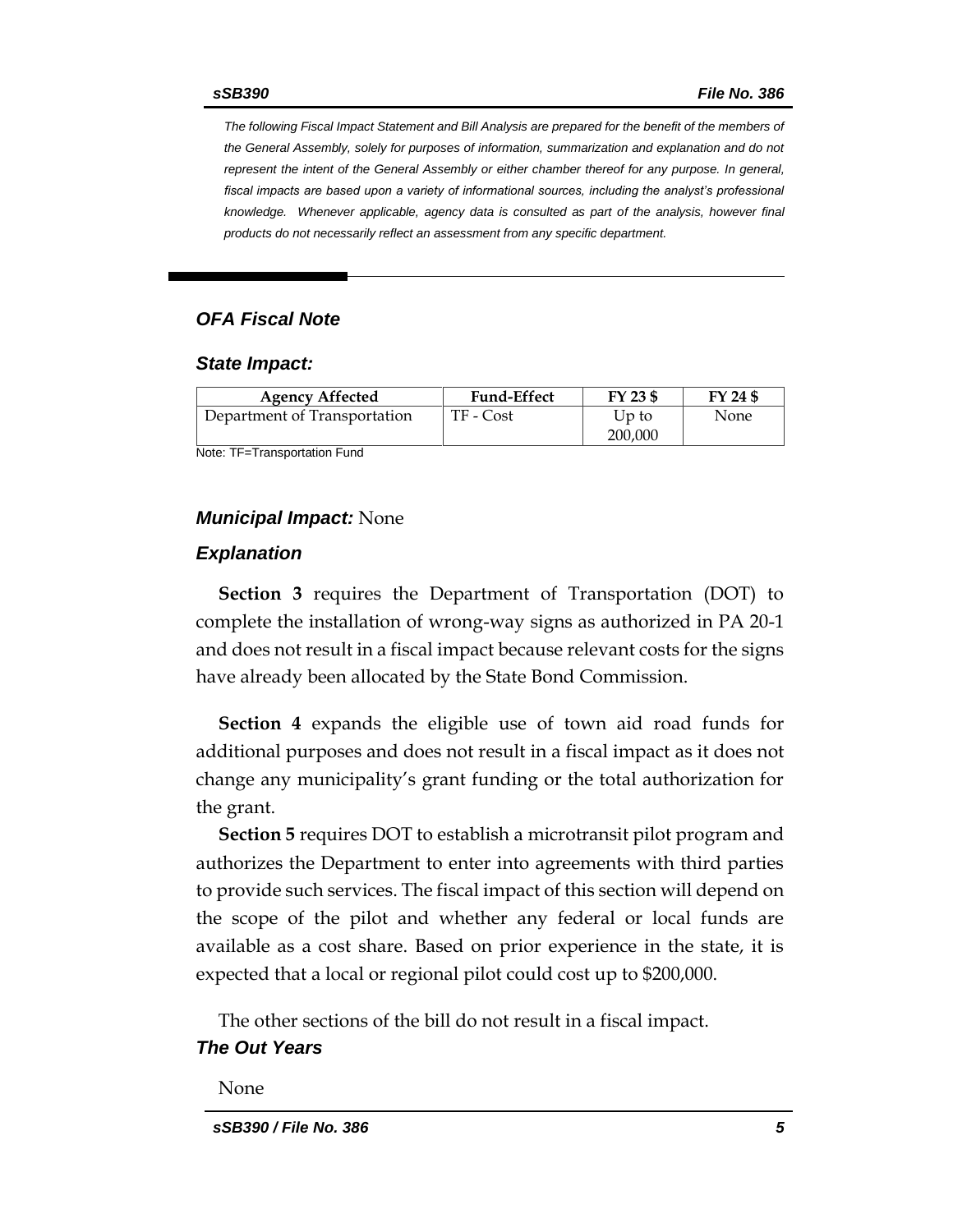*The following Fiscal Impact Statement and Bill Analysis are prepared for the benefit of the members of the General Assembly, solely for purposes of information, summarization and explanation and do not represent the intent of the General Assembly or either chamber thereof for any purpose. In general, fiscal impacts are based upon a variety of informational sources, including the analyst's professional knowledge. Whenever applicable, agency data is consulted as part of the analysis, however final products do not necessarily reflect an assessment from any specific department.*

## *OFA Fiscal Note*

### *State Impact:*

| Agency Affected | Fund-Effect | FY 23 $ | FY 24 $ |
|---|---|---|---|
| Department of Transportation | TF - Cost | Up to 200,000 | None |

Note: TF=Transportation Fund

### *Municipal Impact:* None

### *Explanation*

**Section 3** requires the Department of Transportation (DOT) to complete the installation of wrong-way signs as authorized in PA 20-1 and does not result in a fiscal impact because relevant costs for the signs have already been allocated by the State Bond Commission.

**Section 4** expands the eligible use of town aid road funds for additional purposes and does not result in a fiscal impact as it does not change any municipality's grant funding or the total authorization for the grant.

**Section 5** requires DOT to establish a microtransit pilot program and authorizes the Department to enter into agreements with third parties to provide such services. The fiscal impact of this section will depend on the scope of the pilot and whether any federal or local funds are available as a cost share. Based on prior experience in the state, it is expected that a local or regional pilot could cost up to $200,000.

The other sections of the bill do not result in a fiscal impact.

### *The Out Years*

None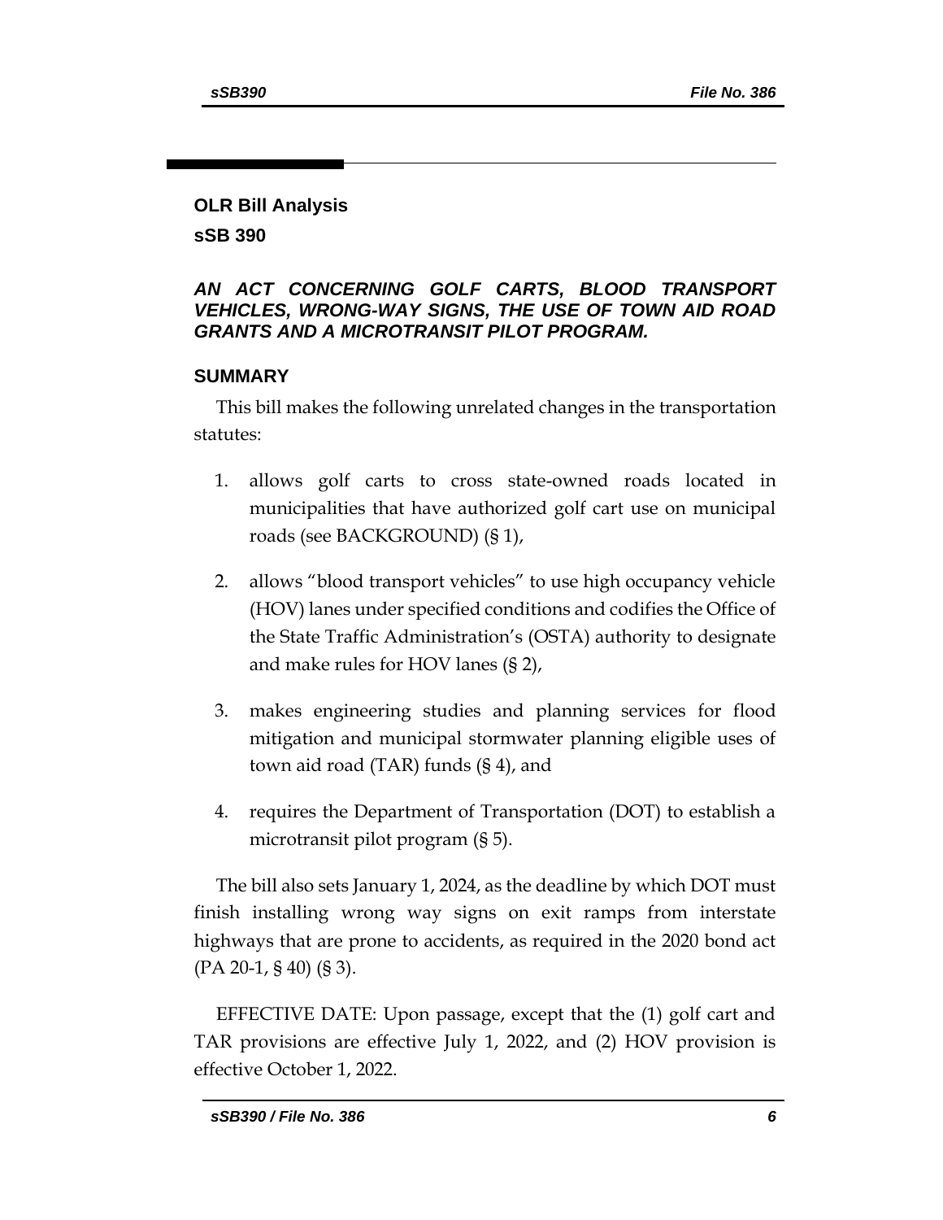## OLR Bill Analysis

## sSB 390

### *AN ACT CONCERNING GOLF CARTS, BLOOD TRANSPORT VEHICLES, WRONG-WAY SIGNS, THE USE OF TOWN AID ROAD GRANTS AND A MICROTRANSIT PILOT PROGRAM.*

### SUMMARY

This bill makes the following unrelated changes in the transportation statutes:

1. allows golf carts to cross state-owned roads located in municipalities that have authorized golf cart use on municipal roads (see BACKGROUND) (§ 1),

2. allows "blood transport vehicles" to use high occupancy vehicle (HOV) lanes under specified conditions and codifies the Office of the State Traffic Administration's (OSTA) authority to designate and make rules for HOV lanes (§ 2),

3. makes engineering studies and planning services for flood mitigation and municipal stormwater planning eligible uses of town aid road (TAR) funds (§ 4), and

4. requires the Department of Transportation (DOT) to establish a microtransit pilot program (§ 5).

The bill also sets January 1, 2024, as the deadline by which DOT must finish installing wrong way signs on exit ramps from interstate highways that are prone to accidents, as required in the 2020 bond act (PA 20-1, § 40) (§ 3).

EFFECTIVE DATE: Upon passage, except that the (1) golf cart and TAR provisions are effective July 1, 2022, and (2) HOV provision is effective October 1, 2022.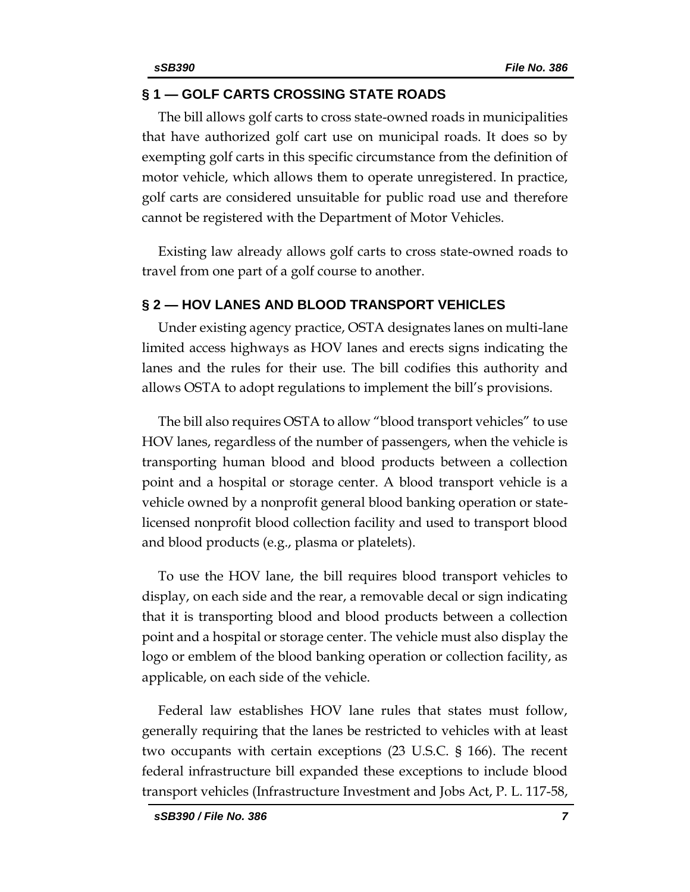## § 1 — GOLF CARTS CROSSING STATE ROADS

The bill allows golf carts to cross state-owned roads in municipalities that have authorized golf cart use on municipal roads. It does so by exempting golf carts in this specific circumstance from the definition of motor vehicle, which allows them to operate unregistered. In practice, golf carts are considered unsuitable for public road use and therefore cannot be registered with the Department of Motor Vehicles.

Existing law already allows golf carts to cross state-owned roads to travel from one part of a golf course to another.

## § 2 — HOV LANES AND BLOOD TRANSPORT VEHICLES

Under existing agency practice, OSTA designates lanes on multi-lane limited access highways as HOV lanes and erects signs indicating the lanes and the rules for their use. The bill codifies this authority and allows OSTA to adopt regulations to implement the bill's provisions.

The bill also requires OSTA to allow "blood transport vehicles" to use HOV lanes, regardless of the number of passengers, when the vehicle is transporting human blood and blood products between a collection point and a hospital or storage center. A blood transport vehicle is a vehicle owned by a nonprofit general blood banking operation or state-licensed nonprofit blood collection facility and used to transport blood and blood products (e.g., plasma or platelets).

To use the HOV lane, the bill requires blood transport vehicles to display, on each side and the rear, a removable decal or sign indicating that it is transporting blood and blood products between a collection point and a hospital or storage center. The vehicle must also display the logo or emblem of the blood banking operation or collection facility, as applicable, on each side of the vehicle.

Federal law establishes HOV lane rules that states must follow, generally requiring that the lanes be restricted to vehicles with at least two occupants with certain exceptions (23 U.S.C. § 166). The recent federal infrastructure bill expanded these exceptions to include blood transport vehicles (Infrastructure Investment and Jobs Act, P. L. 117-58,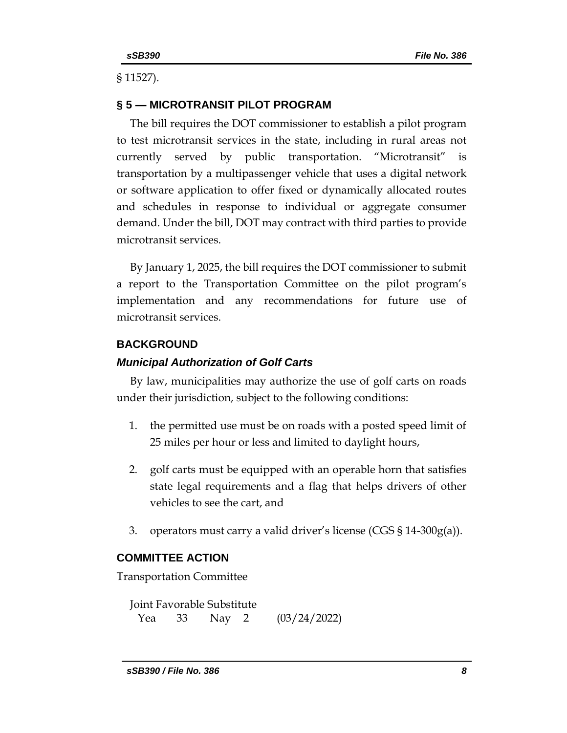§ 11527).

## § 5 — MICROTRANSIT PILOT PROGRAM

The bill requires the DOT commissioner to establish a pilot program to test microtransit services in the state, including in rural areas not currently served by public transportation. "Microtransit" is transportation by a multipassenger vehicle that uses a digital network or software application to offer fixed or dynamically allocated routes and schedules in response to individual or aggregate consumer demand. Under the bill, DOT may contract with third parties to provide microtransit services.

By January 1, 2025, the bill requires the DOT commissioner to submit a report to the Transportation Committee on the pilot program's implementation and any recommendations for future use of microtransit services.

## BACKGROUND

### *Municipal Authorization of Golf Carts*

By law, municipalities may authorize the use of golf carts on roads under their jurisdiction, subject to the following conditions:

1. the permitted use must be on roads with a posted speed limit of 25 miles per hour or less and limited to daylight hours,
2. golf carts must be equipped with an operable horn that satisfies state legal requirements and a flag that helps drivers of other vehicles to see the cart, and
3. operators must carry a valid driver's license (CGS § 14-300g(a)).

## COMMITTEE ACTION

Transportation Committee

Joint Favorable Substitute
Yea 33 Nay 2 (03/24/2022)